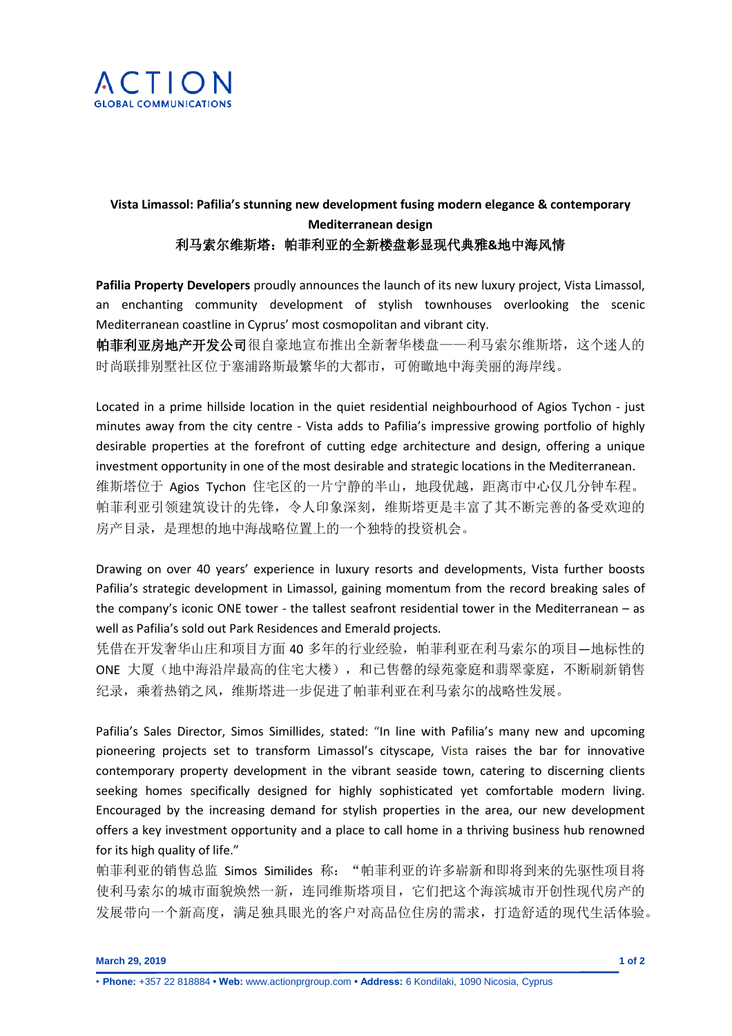ACTION
GLOBAL COMMUNICATIONS

**Vista Limassol: Pafilia's stunning new development fusing modern elegance & contemporary Mediterranean design**

**利马索尔维斯塔：帕菲利亚的全新楼盘彰显现代典雅&地中海风情**

**Pafilia Property Developers** proudly announces the launch of its new luxury project, Vista Limassol, an enchanting community development of stylish townhouses overlooking the scenic Mediterranean coastline in Cyprus' most cosmopolitan and vibrant city.

**帕菲利亚房地产开发公司**很自豪地宣布推出全新奢华楼盘——利马索尔维斯塔，这个迷人的时尚联排别墅社区位于塞浦路斯最繁华的大都市，可俯瞰地中海美丽的海岸线。

Located in a prime hillside location in the quiet residential neighbourhood of Agios Tychon - just minutes away from the city centre - Vista adds to Pafilia's impressive growing portfolio of highly desirable properties at the forefront of cutting edge architecture and design, offering a unique investment opportunity in one of the most desirable and strategic locations in the Mediterranean.

维斯塔位于 Agios Tychon 住宅区的一片宁静的半山，地段优越，距离市中心仅几分钟车程。帕菲利亚引领建筑设计的先锋，令人印象深刻，维斯塔更是丰富了其不断完善的备受欢迎的房产目录，是理想的地中海战略位置上的一个独特的投资机会。

Drawing on over 40 years' experience in luxury resorts and developments, Vista further boosts Pafilia's strategic development in Limassol, gaining momentum from the record breaking sales of the company's iconic ONE tower - the tallest seafront residential tower in the Mediterranean – as well as Pafilia's sold out Park Residences and Emerald projects.

凭借在开发奢华山庄和项目方面 40 多年的行业经验，帕菲利亚在利马索尔的项目—地标性的 ONE 大厦（地中海沿岸最高的住宅大楼），和已售罄的绿苑豪庭和翡翠豪庭，不断刷新销售纪录，乘着热销之风，维斯塔进一步促进了帕菲利亚在利马索尔的战略性发展。

Pafilia's Sales Director, Simos Simillides, stated: "In line with Pafilia's many new and upcoming pioneering projects set to transform Limassol's cityscape, Vista raises the bar for innovative contemporary property development in the vibrant seaside town, catering to discerning clients seeking homes specifically designed for highly sophisticated yet comfortable modern living. Encouraged by the increasing demand for stylish properties in the area, our new development offers a key investment opportunity and a place to call home in a thriving business hub renowned for its high quality of life."

帕菲利亚的销售总监 Simos Similides 称："帕菲利亚的许多崭新和即将到来的先驱性项目将使利马索尔的城市面貌焕然一新，连同维斯塔项目，它们把这个海滨城市开创性现代房产的发展带向一个新高度，满足独具眼光的客户对高品位住房的需求，打造舒适的现代生活体验。

March 29, 2019

• **Phone:** +357 22 818884 • **Web:** www.actionprgroup.com • **Address:** 6 Kondilaki, 1090 Nicosia, Cyprus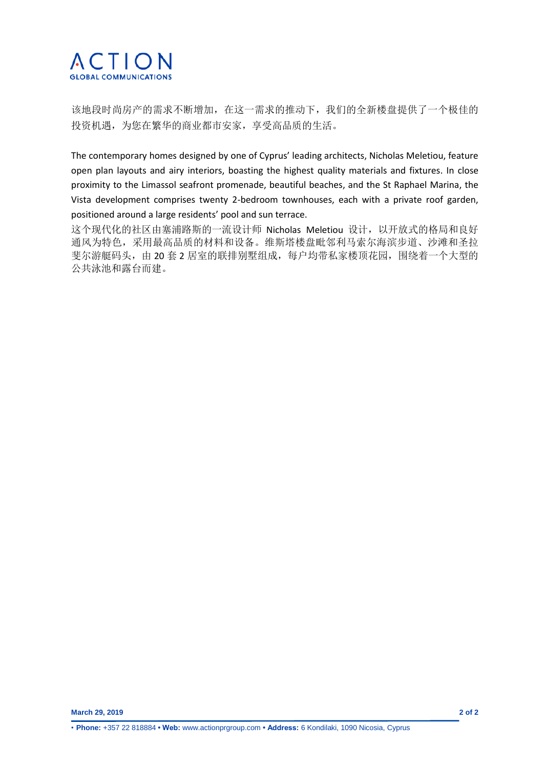该地段时尚房产的需求不断增加，在这一需求的推动下，我们的全新楼盘提供了一个极佳的投资机遇，为您在繁华的商业都市安家，享受高品质的生活。

The contemporary homes designed by one of Cyprus' leading architects, Nicholas Meletiou, feature open plan layouts and airy interiors, boasting the highest quality materials and fixtures. In close proximity to the Limassol seafront promenade, beautiful beaches, and the St Raphael Marina, the Vista development comprises twenty 2-bedroom townhouses, each with a private roof garden, positioned around a large residents' pool and sun terrace.

这个现代化的社区由塞浦路斯的一流设计师 Nicholas Meletiou 设计，以开放式的格局和良好通风为特色，采用最高品质的材料和设备。维斯塔楼盘毗邻利马索尔海滨步道、沙滩和圣拉斐尔游艇码头，由 20 套 2 居室的联排别墅组成，每户均带私家楼顶花园，围绕着一个大型的公共泳池和露台而建。